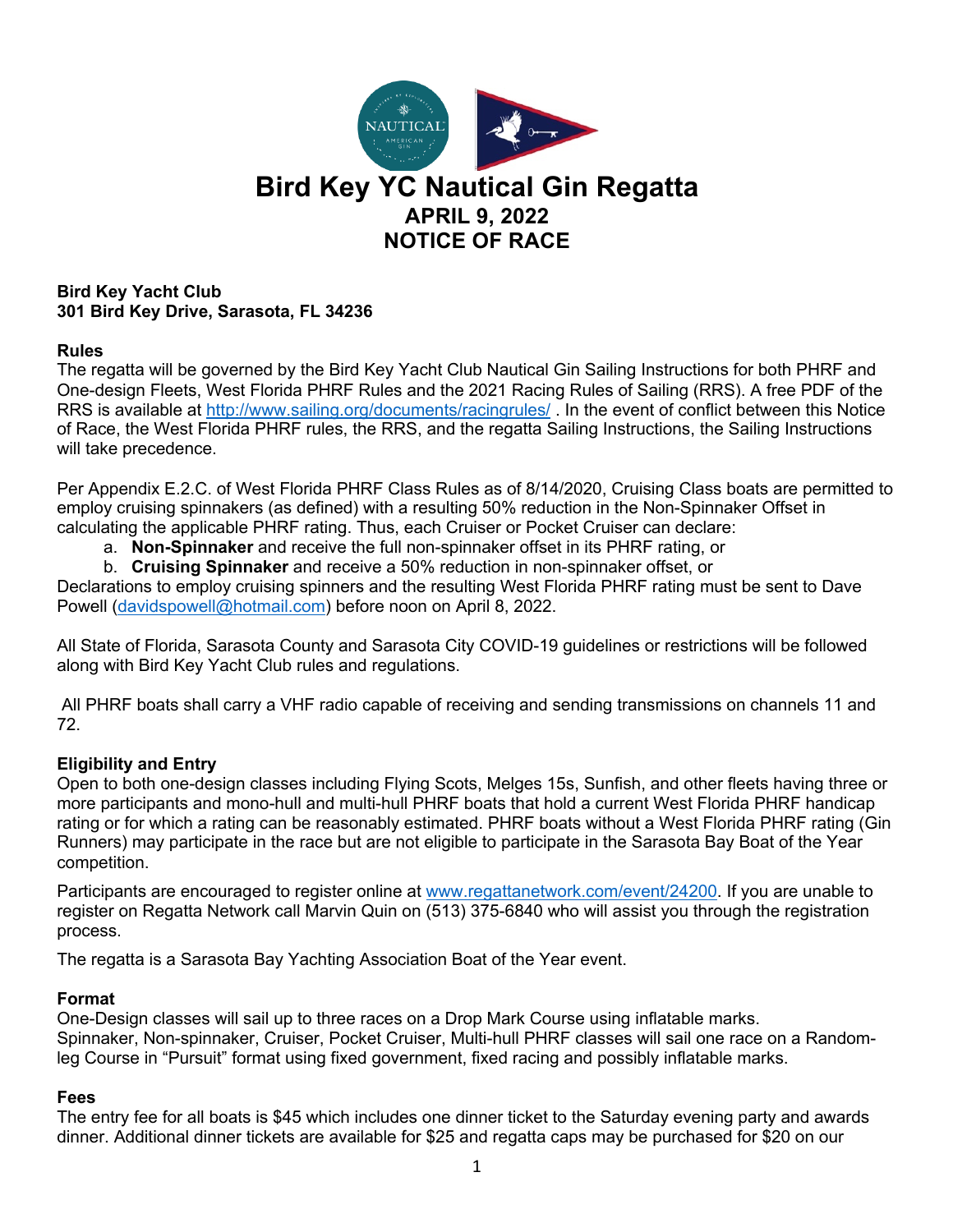# Bird Key YC Nautical Gin Regatta

## APRIL 9, 2022
## NOTICE OF RACE

**Bird Key Yacht Club**
**301 Bird Key Drive, Sarasota, FL 34236**

**Rules**

The regatta will be governed by the Bird Key Yacht Club Nautical Gin Sailing Instructions for both PHRF and One-design Fleets, West Florida PHRF Rules and the 2021 Racing Rules of Sailing (RRS). A free PDF of the RRS is available at http://www.sailing.org/documents/racingrules/ . In the event of conflict between this Notice of Race, the West Florida PHRF rules, the RRS, and the regatta Sailing Instructions, the Sailing Instructions will take precedence.

Per Appendix E.2.C. of West Florida PHRF Class Rules as of 8/14/2020, Cruising Class boats are permitted to employ cruising spinnakers (as defined) with a resulting 50% reduction in the Non-Spinnaker Offset in calculating the applicable PHRF rating. Thus, each Cruiser or Pocket Cruiser can declare:

a. **Non-Spinnaker** and receive the full non-spinnaker offset in its PHRF rating, or
b. **Cruising Spinnaker** and receive a 50% reduction in non-spinnaker offset, or

Declarations to employ cruising spinners and the resulting West Florida PHRF rating must be sent to Dave Powell (davidspowell@hotmail.com) before noon on April 8, 2022.

All State of Florida, Sarasota County and Sarasota City COVID-19 guidelines or restrictions will be followed along with Bird Key Yacht Club rules and regulations.

All PHRF boats shall carry a VHF radio capable of receiving and sending transmissions on channels 11 and 72.

**Eligibility and Entry**

Open to both one-design classes including Flying Scots, Melges 15s, Sunfish, and other fleets having three or more participants and mono-hull and multi-hull PHRF boats that hold a current West Florida PHRF handicap rating or for which a rating can be reasonably estimated. PHRF boats without a West Florida PHRF rating (Gin Runners) may participate in the race but are not eligible to participate in the Sarasota Bay Boat of the Year competition.

Participants are encouraged to register online at www.regattanetwork.com/event/24200. If you are unable to register on Regatta Network call Marvin Quin on (513) 375-6840 who will assist you through the registration process.

The regatta is a Sarasota Bay Yachting Association Boat of the Year event.

**Format**

One-Design classes will sail up to three races on a Drop Mark Course using inflatable marks.
Spinnaker, Non-spinnaker, Cruiser, Pocket Cruiser, Multi-hull PHRF classes will sail one race on a Random-leg Course in "Pursuit" format using fixed government, fixed racing and possibly inflatable marks.

**Fees**

The entry fee for all boats is $45 which includes one dinner ticket to the Saturday evening party and awards dinner. Additional dinner tickets are available for $25 and regatta caps may be purchased for $20 on our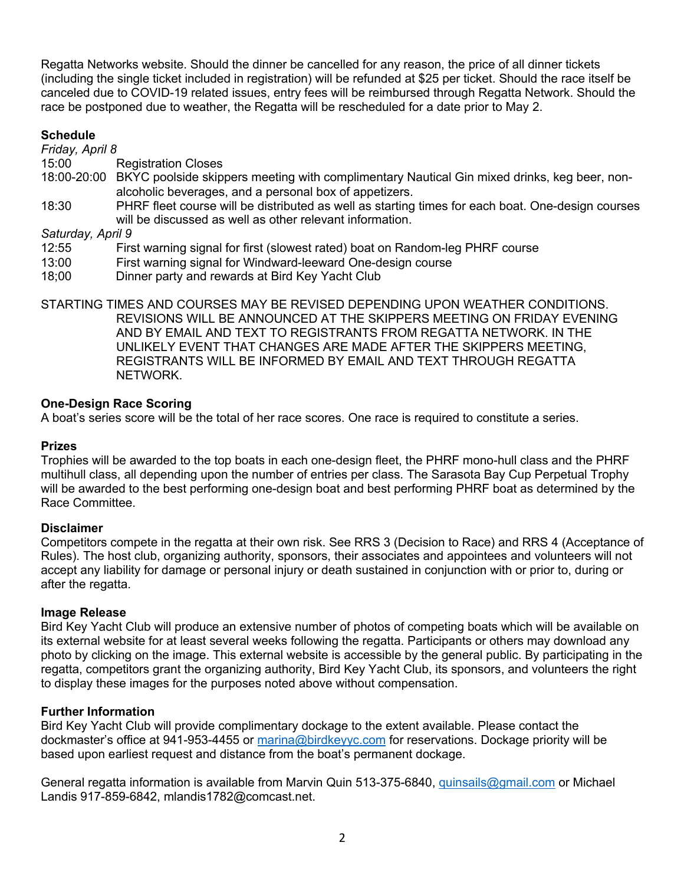Regatta Networks website. Should the dinner be cancelled for any reason, the price of all dinner tickets (including the single ticket included in registration) will be refunded at $25 per ticket. Should the race itself be canceled due to COVID-19 related issues, entry fees will be reimbursed through Regatta Network. Should the race be postponed due to weather, the Regatta will be rescheduled for a date prior to May 2.

**Schedule**

*Friday, April 8*

| | |
|---|---|
| 15:00 | Registration Closes |
| 18:00-20:00 | BKYC poolside skippers meeting with complimentary Nautical Gin mixed drinks, keg beer, non-alcoholic beverages, and a personal box of appetizers. |
| 18:30 | PHRF fleet course will be distributed as well as starting times for each boat. One-design courses will be discussed as well as other relevant information. |

*Saturday, April 9*

| | |
|---|---|
| 12:55 | First warning signal for first (slowest rated) boat on Random-leg PHRF course |
| 13:00 | First warning signal for Windward-leeward One-design course |
| 18;00 | Dinner party and rewards at Bird Key Yacht Club |

STARTING TIMES AND COURSES MAY BE REVISED DEPENDING UPON WEATHER CONDITIONS. REVISIONS WILL BE ANNOUNCED AT THE SKIPPERS MEETING ON FRIDAY EVENING AND BY EMAIL AND TEXT TO REGISTRANTS FROM REGATTA NETWORK. IN THE UNLIKELY EVENT THAT CHANGES ARE MADE AFTER THE SKIPPERS MEETING, REGISTRANTS WILL BE INFORMED BY EMAIL AND TEXT THROUGH REGATTA NETWORK.

**One-Design Race Scoring**

A boat's series score will be the total of her race scores. One race is required to constitute a series.

**Prizes**

Trophies will be awarded to the top boats in each one-design fleet, the PHRF mono-hull class and the PHRF multihull class, all depending upon the number of entries per class. The Sarasota Bay Cup Perpetual Trophy will be awarded to the best performing one-design boat and best performing PHRF boat as determined by the Race Committee.

**Disclaimer**

Competitors compete in the regatta at their own risk. See RRS 3 (Decision to Race) and RRS 4 (Acceptance of Rules). The host club, organizing authority, sponsors, their associates and appointees and volunteers will not accept any liability for damage or personal injury or death sustained in conjunction with or prior to, during or after the regatta.

**Image Release**

Bird Key Yacht Club will produce an extensive number of photos of competing boats which will be available on its external website for at least several weeks following the regatta. Participants or others may download any photo by clicking on the image. This external website is accessible by the general public. By participating in the regatta, competitors grant the organizing authority, Bird Key Yacht Club, its sponsors, and volunteers the right to display these images for the purposes noted above without compensation.

**Further Information**

Bird Key Yacht Club will provide complimentary dockage to the extent available. Please contact the dockmaster's office at 941-953-4455 or marina@birdkeyyc.com for reservations. Dockage priority will be based upon earliest request and distance from the boat's permanent dockage.

General regatta information is available from Marvin Quin 513-375-6840, quinsails@gmail.com or Michael Landis 917-859-6842, mlandis1782@comcast.net.